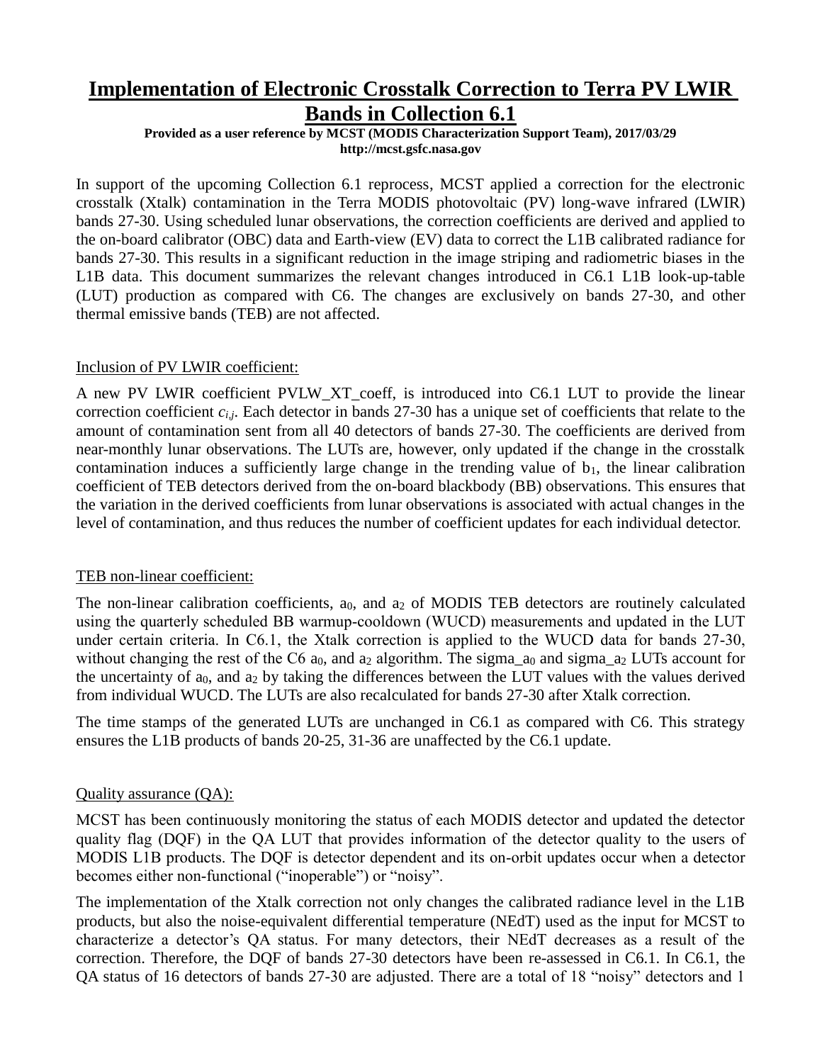# Implementation of Electronic Crosstalk Correction to Terra PV LWIR Bands in Collection 6.1

**Provided as a user reference by MCST (MODIS Characterization Support Team), 2017/03/29**
**http://mcst.gsfc.nasa.gov**

In support of the upcoming Collection 6.1 reprocess, MCST applied a correction for the electronic crosstalk (Xtalk) contamination in the Terra MODIS photovoltaic (PV) long-wave infrared (LWIR) bands 27-30. Using scheduled lunar observations, the correction coefficients are derived and applied to the on-board calibrator (OBC) data and Earth-view (EV) data to correct the L1B calibrated radiance for bands 27-30. This results in a significant reduction in the image striping and radiometric biases in the L1B data. This document summarizes the relevant changes introduced in C6.1 L1B look-up-table (LUT) production as compared with C6. The changes are exclusively on bands 27-30, and other thermal emissive bands (TEB) are not affected.

## Inclusion of PV LWIR coefficient:

A new PV LWIR coefficient PVLW_XT_coeff, is introduced into C6.1 LUT to provide the linear correction coefficient $c_{i,j}$. Each detector in bands 27-30 has a unique set of coefficients that relate to the amount of contamination sent from all 40 detectors of bands 27-30. The coefficients are derived from near-monthly lunar observations. The LUTs are, however, only updated if the change in the crosstalk contamination induces a sufficiently large change in the trending value of $b_1$, the linear calibration coefficient of TEB detectors derived from the on-board blackbody (BB) observations. This ensures that the variation in the derived coefficients from lunar observations is associated with actual changes in the level of contamination, and thus reduces the number of coefficient updates for each individual detector.

## TEB non-linear coefficient:

The non-linear calibration coefficients, $a_0$, and $a_2$ of MODIS TEB detectors are routinely calculated using the quarterly scheduled BB warmup-cooldown (WUCD) measurements and updated in the LUT under certain criteria. In C6.1, the Xtalk correction is applied to the WUCD data for bands 27-30, without changing the rest of the C6 $a_0$, and $a_2$ algorithm. The sigma_$a_0$ and sigma_$a_2$ LUTs account for the uncertainty of $a_0$, and $a_2$ by taking the differences between the LUT values with the values derived from individual WUCD. The LUTs are also recalculated for bands 27-30 after Xtalk correction.

The time stamps of the generated LUTs are unchanged in C6.1 as compared with C6. This strategy ensures the L1B products of bands 20-25, 31-36 are unaffected by the C6.1 update.

## Quality assurance (QA):

MCST has been continuously monitoring the status of each MODIS detector and updated the detector quality flag (DQF) in the QA LUT that provides information of the detector quality to the users of MODIS L1B products. The DQF is detector dependent and its on-orbit updates occur when a detector becomes either non-functional ("inoperable") or "noisy".

The implementation of the Xtalk correction not only changes the calibrated radiance level in the L1B products, but also the noise-equivalent differential temperature (NEdT) used as the input for MCST to characterize a detector's QA status. For many detectors, their NEdT decreases as a result of the correction. Therefore, the DQF of bands 27-30 detectors have been re-assessed in C6.1. In C6.1, the QA status of 16 detectors of bands 27-30 are adjusted. There are a total of 18 "noisy" detectors and 1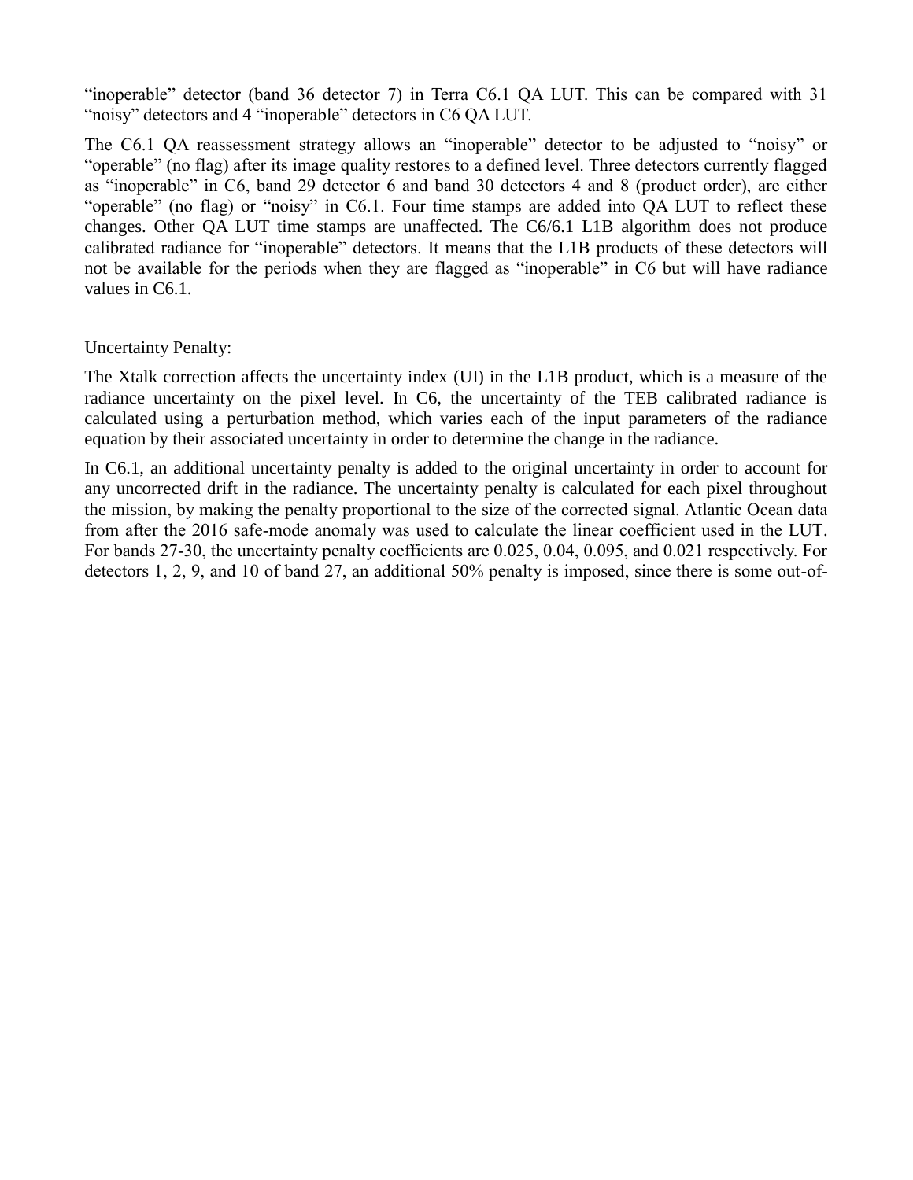"inoperable" detector (band 36 detector 7) in Terra C6.1 QA LUT. This can be compared with 31 "noisy" detectors and 4 "inoperable" detectors in C6 QA LUT.

The C6.1 QA reassessment strategy allows an "inoperable" detector to be adjusted to "noisy" or "operable" (no flag) after its image quality restores to a defined level. Three detectors currently flagged as "inoperable" in C6, band 29 detector 6 and band 30 detectors 4 and 8 (product order), are either "operable" (no flag) or "noisy" in C6.1. Four time stamps are added into QA LUT to reflect these changes. Other QA LUT time stamps are unaffected. The C6/6.1 L1B algorithm does not produce calibrated radiance for "inoperable" detectors. It means that the L1B products of these detectors will not be available for the periods when they are flagged as "inoperable" in C6 but will have radiance values in C6.1.

Uncertainty Penalty:

The Xtalk correction affects the uncertainty index (UI) in the L1B product, which is a measure of the radiance uncertainty on the pixel level. In C6, the uncertainty of the TEB calibrated radiance is calculated using a perturbation method, which varies each of the input parameters of the radiance equation by their associated uncertainty in order to determine the change in the radiance.

In C6.1, an additional uncertainty penalty is added to the original uncertainty in order to account for any uncorrected drift in the radiance. The uncertainty penalty is calculated for each pixel throughout the mission, by making the penalty proportional to the size of the corrected signal. Atlantic Ocean data from after the 2016 safe-mode anomaly was used to calculate the linear coefficient used in the LUT. For bands 27-30, the uncertainty penalty coefficients are 0.025, 0.04, 0.095, and 0.021 respectively. For detectors 1, 2, 9, and 10 of band 27, an additional 50% penalty is imposed, since there is some out-of-